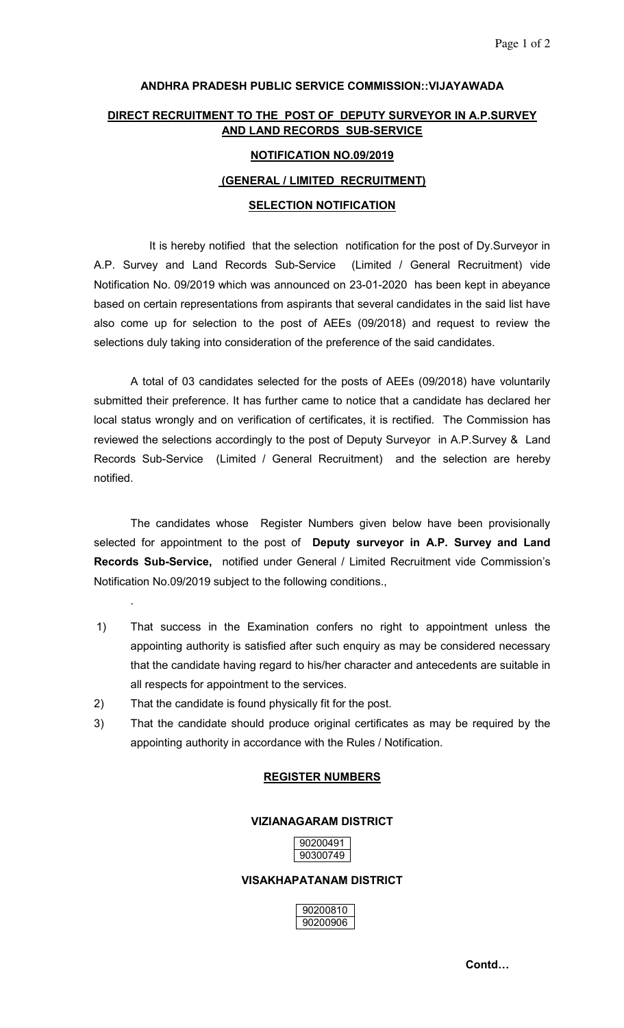**ANDHRA PRADESH PUBLIC SERVICE COMMISSION::VIJAYAWADA**

**DIRECT RECRUITMENT TO THE POST OF DEPUTY SURVEYOR IN A.P.SURVEY AND LAND RECORDS SUB-SERVICE**

**NOTIFICATION NO.09/2019**

**(GENERAL / LIMITED RECRUITMENT)**

**SELECTION NOTIFICATION**

It is hereby notified that the selection notification for the post of Dy.Surveyor in A.P. Survey and Land Records Sub-Service (Limited / General Recruitment) vide Notification No. 09/2019 which was announced on 23-01-2020 has been kept in abeyance based on certain representations from aspirants that several candidates in the said list have also come up for selection to the post of AEEs (09/2018) and request to review the selections duly taking into consideration of the preference of the said candidates.

A total of 03 candidates selected for the posts of AEEs (09/2018) have voluntarily submitted their preference. It has further came to notice that a candidate has declared her local status wrongly and on verification of certificates, it is rectified. The Commission has reviewed the selections accordingly to the post of Deputy Surveyor in A.P.Survey & Land Records Sub-Service (Limited / General Recruitment) and the selection are hereby notified.

The candidates whose Register Numbers given below have been provisionally selected for appointment to the post of **Deputy surveyor in A.P. Survey and Land Records Sub-Service,** notified under General / Limited Recruitment vide Commission's Notification No.09/2019 subject to the following conditions.,

1) That success in the Examination confers no right to appointment unless the appointing authority is satisfied after such enquiry as may be considered necessary that the candidate having regard to his/her character and antecedents are suitable in all respects for appointment to the services.
2) That the candidate is found physically fit for the post.
3) That the candidate should produce original certificates as may be required by the appointing authority in accordance with the Rules / Notification.

**REGISTER NUMBERS**

**VIZIANAGARAM DISTRICT**

| |
|---|
| 90200491 |
| 90300749 |

**VISAKHAPATANAM DISTRICT**

| |
|---|
| 90200810 |
| 90200906 |

**Contd…**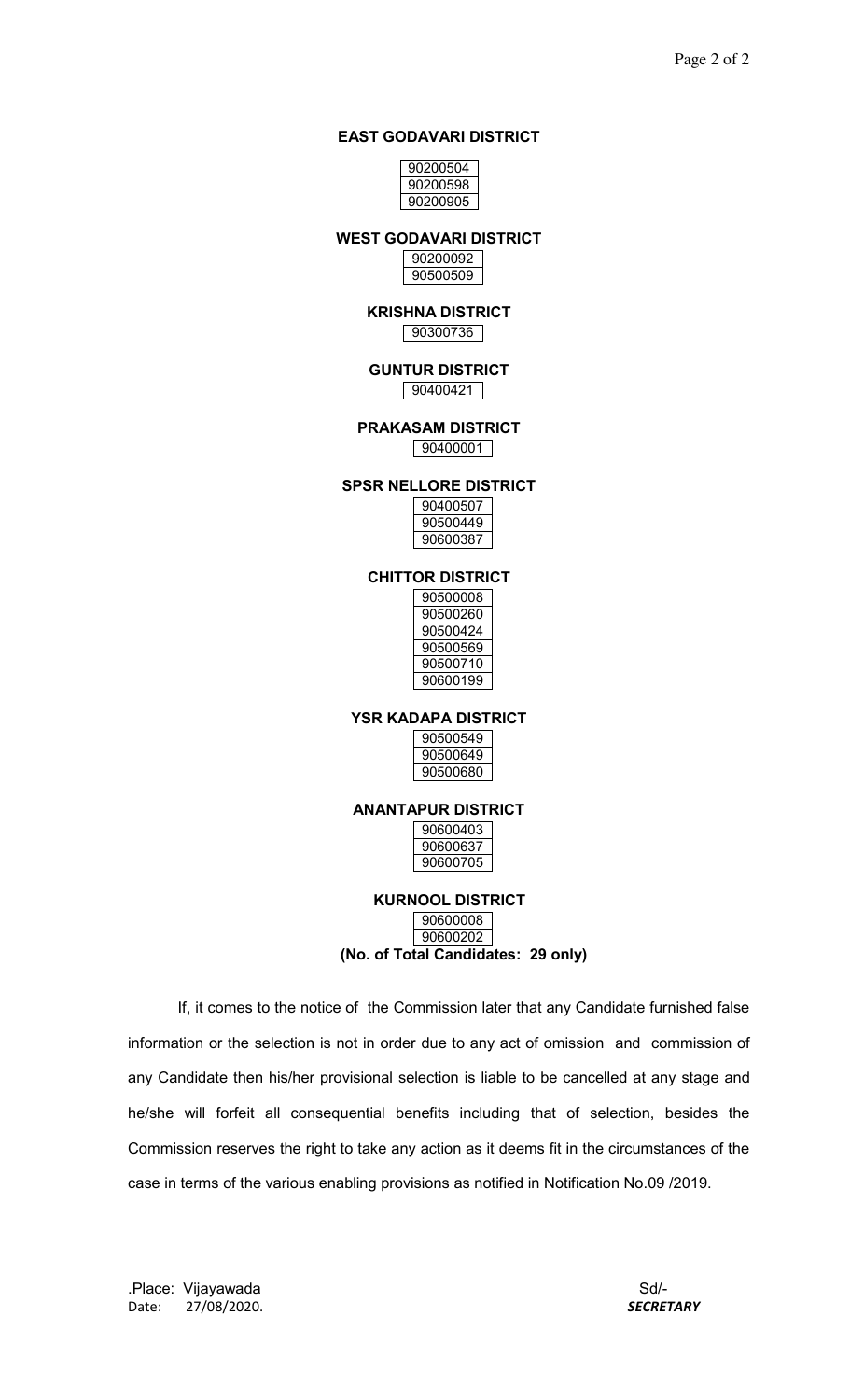**EAST GODAVARI DISTRICT**

| |
|---|
| 90200504 |
| 90200598 |
| 90200905 |

**WEST GODAVARI DISTRICT**

| |
|---|
| 90200092 |
| 90500509 |

**KRISHNA DISTRICT**

| |
|---|
| 90300736 |

**GUNTUR DISTRICT**

| |
|---|
| 90400421 |

**PRAKASAM DISTRICT**

| |
|---|
| 90400001 |

**SPSR NELLORE DISTRICT**

| |
|---|
| 90400507 |
| 90500449 |
| 90600387 |

**CHITTOR DISTRICT**

| |
|---|
| 90500008 |
| 90500260 |
| 90500424 |
| 90500569 |
| 90500710 |
| 90600199 |

**YSR KADAPA DISTRICT**

| |
|---|
| 90500549 |
| 90500649 |
| 90500680 |

**ANANTAPUR DISTRICT**

| |
|---|
| 90600403 |
| 90600637 |
| 90600705 |

**KURNOOL DISTRICT**

| |
|---|
| 90600008 |
| 90600202 |

**(No. of Total Candidates: 29 only)**

If, it comes to the notice of the Commission later that any Candidate furnished false information or the selection is not in order due to any act of omission and commission of any Candidate then his/her provisional selection is liable to be cancelled at any stage and he/she will forfeit all consequential benefits including that of selection, besides the Commission reserves the right to take any action as it deems fit in the circumstances of the case in terms of the various enabling provisions as notified in Notification No.09 /2019.

.Place: Vijayawada
Date: 27/08/2020.

Sd/-
***SECRETARY***